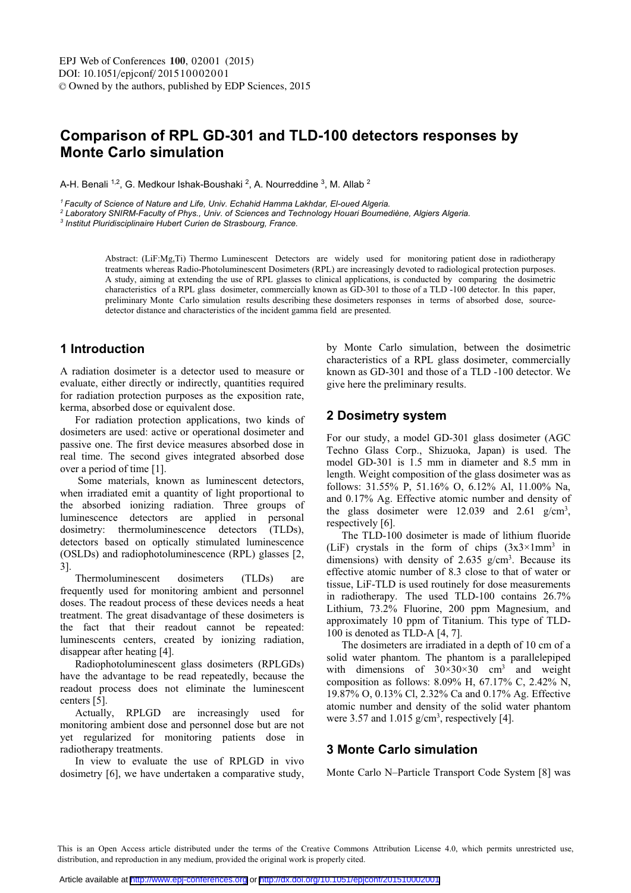# Comparison of RPL GD-301 and TLD-100 detectors responses by Monte Carlo simulation

A-H. Benali [1,2], G. Medkour Ishak-Boushaki [2], A. Nourreddine [3], M. Allab [2]

[1] *Faculty of Science of Nature and Life, Univ. Echahid Hamma Lakhdar, El-oued Algeria.*
[2] *Laboratory SNIRM-Faculty of Phys., Univ. of Sciences and Technology Houari Boumediène, Algiers Algeria.*
[3] *Institut Pluridisciplinaire Hubert Curien de Strasbourg, France.*

Abstract: (LiF:Mg,Ti) Thermo Luminescent Detectors are widely used for monitoring patient dose in radiotherapy treatments whereas Radio-Photoluminescent Dosimeters (RPL) are increasingly devoted to radiological protection purposes. A study, aiming at extending the use of RPL glasses to clinical applications, is conducted by comparing the dosimetric characteristics of a RPL glass dosimeter, commercially known as GD-301 to those of a TLD -100 detector. In this paper, preliminary Monte Carlo simulation results describing these dosimeters responses in terms of absorbed dose, source-detector distance and characteristics of the incident gamma field are presented.

## 1 Introduction

A radiation dosimeter is a detector used to measure or evaluate, either directly or indirectly, quantities required for radiation protection purposes as the exposition rate, kerma, absorbed dose or equivalent dose.

For radiation protection applications, two kinds of dosimeters are used: active or operational dosimeter and passive one. The first device measures absorbed dose in real time. The second gives integrated absorbed dose over a period of time [1].

Some materials, known as luminescent detectors, when irradiated emit a quantity of light proportional to the absorbed ionizing radiation. Three groups of luminescence detectors are applied in personal dosimetry: thermoluminescence detectors (TLDs), detectors based on optically stimulated luminescence (OSLDs) and radiophotoluminescence (RPL) glasses [2, 3].

Thermoluminescent dosimeters (TLDs) are frequently used for monitoring ambient and personnel doses. The readout process of these devices needs a heat treatment. The great disadvantage of these dosimeters is the fact that their readout cannot be repeated: luminescents centers, created by ionizing radiation, disappear after heating [4].

Radiophotoluminescent glass dosimeters (RPLGDs) have the advantage to be read repeatedly, because the readout process does not eliminate the luminescent centers [5].

Actually, RPLGD are increasingly used for monitoring ambient dose and personnel dose but are not yet regularized for monitoring patients dose in radiotherapy treatments.

In view to evaluate the use of RPLGD in vivo dosimetry [6], we have undertaken a comparative study, by Monte Carlo simulation, between the dosimetric characteristics of a RPL glass dosimeter, commercially known as GD-301 and those of a TLD -100 detector. We give here the preliminary results.

## 2 Dosimetry system

For our study, a model GD-301 glass dosimeter (AGC Techno Glass Corp., Shizuoka, Japan) is used. The model GD-301 is 1.5 mm in diameter and 8.5 mm in length. Weight composition of the glass dosimeter was as follows: 31.55% P, 51.16% O, 6.12% Al, 11.00% Na, and 0.17% Ag. Effective atomic number and density of the glass dosimeter were 12.039 and 2.61 g/cm$^3$, respectively [6].

The TLD-100 dosimeter is made of lithium fluoride (LiF) crystals in the form of chips (3x3×1mm$^3$ in dimensions) with density of 2.635 g/cm$^3$. Because its effective atomic number of 8.3 close to that of water or tissue, LiF-TLD is used routinely for dose measurements in radiotherapy. The used TLD-100 contains 26.7% Lithium, 73.2% Fluorine, 200 ppm Magnesium, and approximately 10 ppm of Titanium. This type of TLD-100 is denoted as TLD-A [4, 7].

The dosimeters are irradiated in a depth of 10 cm of a solid water phantom. The phantom is a parallelepiped with dimensions of 30×30×30 cm$^3$ and weight composition as follows: 8.09% H, 67.17% C, 2.42% N, 19.87% O, 0.13% Cl, 2.32% Ca and 0.17% Ag. Effective atomic number and density of the solid water phantom were 3.57 and 1.015 g/cm$^3$, respectively [4].

## 3 Monte Carlo simulation

Monte Carlo N–Particle Transport Code System [8] was

This is an Open Access article distributed under the terms of the Creative Commons Attribution License 4.0, which permits unrestricted use, distribution, and reproduction in any medium, provided the original work is properly cited.

Article available at http://www.epj-conferences.org or http://dx.doi.org/10.1051/epjconf/201510002001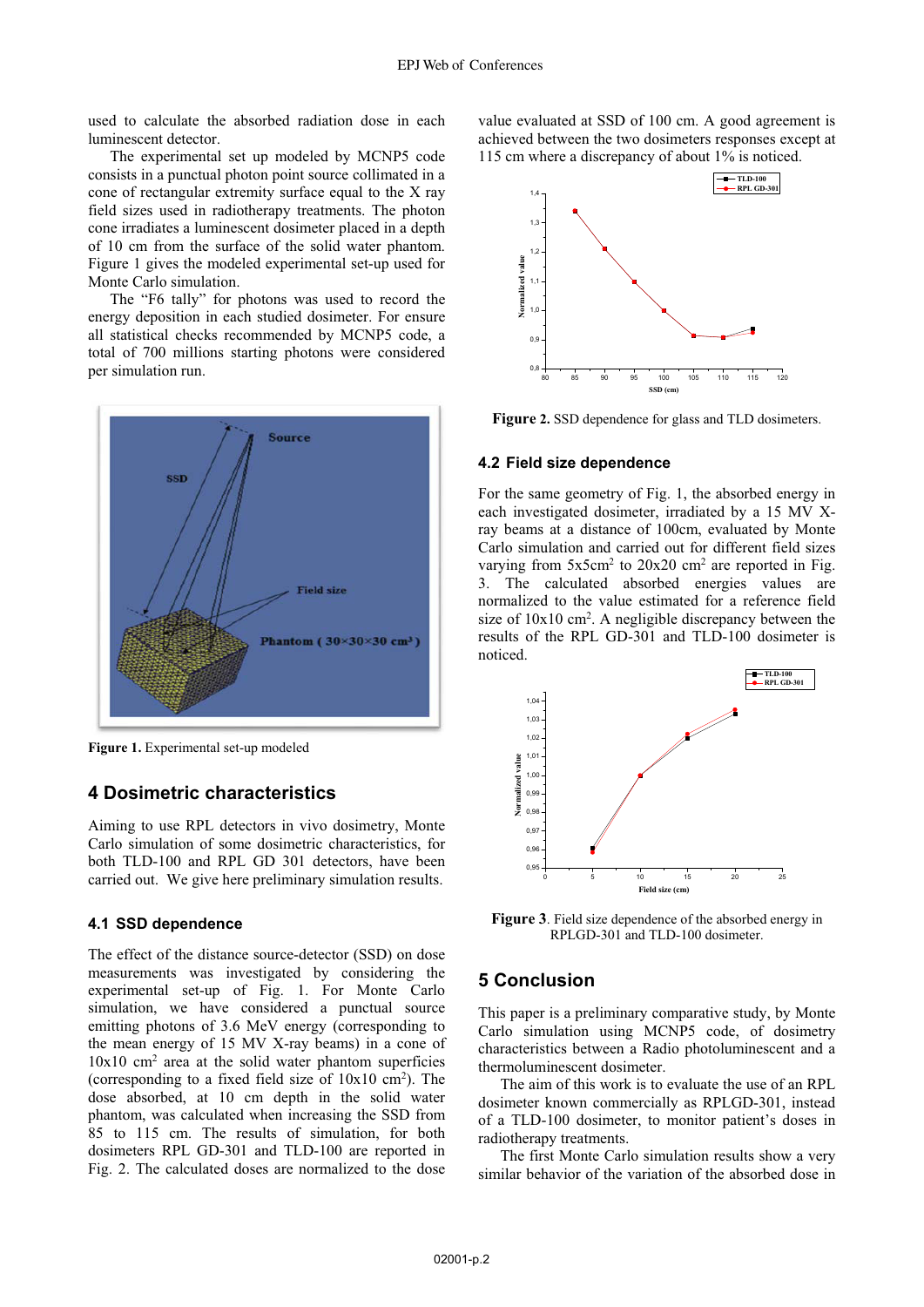used to calculate the absorbed radiation dose in each luminescent detector.

The experimental set up modeled by MCNP5 code consists in a punctual photon point source collimated in a cone of rectangular extremity surface equal to the X ray field sizes used in radiotherapy treatments. The photon cone irradiates a luminescent dosimeter placed in a depth of 10 cm from the surface of the solid water phantom. Figure 1 gives the modeled experimental set-up used for Monte Carlo simulation.

The "F6 tally" for photons was used to record the energy deposition in each studied dosimeter. For ensure all statistical checks recommended by MCNP5 code, a total of 700 millions starting photons were considered per simulation run.

**Figure 1.** Experimental set-up modeled

## 4 Dosimetric characteristics

Aiming to use RPL detectors in vivo dosimetry, Monte Carlo simulation of some dosimetric characteristics, for both TLD-100 and RPL GD 301 detectors, have been carried out. We give here preliminary simulation results.

### 4.1 SSD dependence

The effect of the distance source-detector (SSD) on dose measurements was investigated by considering the experimental set-up of Fig. 1. For Monte Carlo simulation, we have considered a punctual source emitting photons of 3.6 MeV energy (corresponding to the mean energy of 15 MV X-ray beams) in a cone of 10x10 $cm^2$ area at the solid water phantom superficies (corresponding to a fixed field size of 10x10 $cm^2$). The dose absorbed, at 10 cm depth in the solid water phantom, was calculated when increasing the SSD from 85 to 115 cm. The results of simulation, for both dosimeters RPL GD-301 and TLD-100 are reported in Fig. 2. The calculated doses are normalized to the dose value evaluated at SSD of 100 cm. A good agreement is achieved between the two dosimeters responses except at 115 cm where a discrepancy of about 1% is noticed.

**Figure 2.** SSD dependence for glass and TLD dosimeters.

### 4.2 Field size dependence

For the same geometry of Fig. 1, the absorbed energy in each investigated dosimeter, irradiated by a 15 MV X-ray beams at a distance of 100cm, evaluated by Monte Carlo simulation and carried out for different field sizes varying from 5x5$cm^2$ to 20x20 $cm^2$ are reported in Fig. 3. The calculated absorbed energies values are normalized to the value estimated for a reference field size of 10x10 $cm^2$. A negligible discrepancy between the results of the RPL GD-301 and TLD-100 dosimeter is noticed.

**Figure 3**. Field size dependence of the absorbed energy in RPLGD-301 and TLD-100 dosimeter.

## 5 Conclusion

This paper is a preliminary comparative study, by Monte Carlo simulation using MCNP5 code, of dosimetry characteristics between a Radio photoluminescent and a thermoluminescent dosimeter.

The aim of this work is to evaluate the use of an RPL dosimeter known commercially as RPLGD-301, instead of a TLD-100 dosimeter, to monitor patient's doses in radiotherapy treatments.

The first Monte Carlo simulation results show a very similar behavior of the variation of the absorbed dose in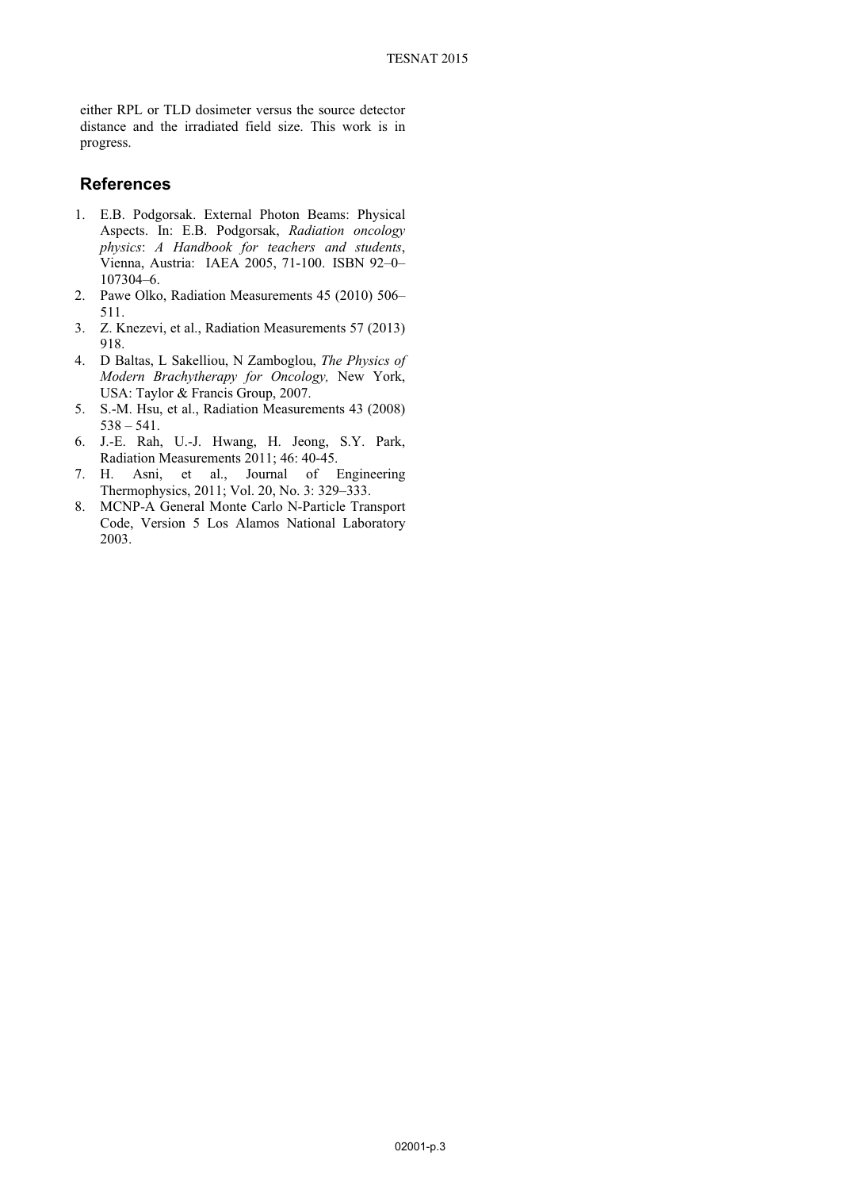either RPL or TLD dosimeter versus the source detector distance and the irradiated field size. This work is in progress.

## References

1. E.B. Podgorsak. External Photon Beams: Physical Aspects. In: E.B. Podgorsak, *Radiation oncology physics*: *A Handbook for teachers and students*, Vienna, Austria: IAEA 2005, 71-100. ISBN 92–0–107304–6.
2. Pawe Olko, Radiation Measurements 45 (2010) 506–511.
3. Z. Knezevi, et al., Radiation Measurements 57 (2013) 918.
4. D Baltas, L Sakelliou, N Zamboglou, *The Physics of Modern Brachytherapy for Oncology,* New York, USA: Taylor & Francis Group, 2007.
5. S.-M. Hsu, et al., Radiation Measurements 43 (2008) 538 – 541.
6. J.-E. Rah, U.-J. Hwang, H. Jeong, S.Y. Park, Radiation Measurements 2011; 46: 40-45.
7. H. Asni, et al., Journal of Engineering Thermophysics, 2011; Vol. 20, No. 3: 329–333.
8. MCNP-A General Monte Carlo N-Particle Transport Code, Version 5 Los Alamos National Laboratory 2003.